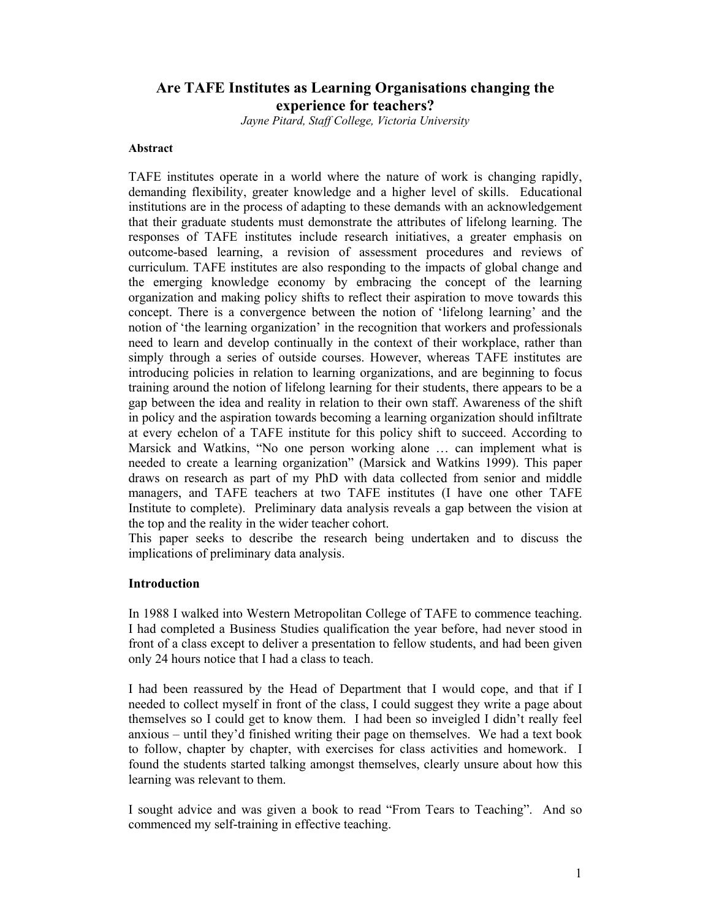# Are TAFE Institutes as Learning Organisations changing the experience for teachers?

*Jayne Pitard, Staff College, Victoria University*

**Abstract**

TAFE institutes operate in a world where the nature of work is changing rapidly, demanding flexibility, greater knowledge and a higher level of skills. Educational institutions are in the process of adapting to these demands with an acknowledgement that their graduate students must demonstrate the attributes of lifelong learning. The responses of TAFE institutes include research initiatives, a greater emphasis on outcome-based learning, a revision of assessment procedures and reviews of curriculum. TAFE institutes are also responding to the impacts of global change and the emerging knowledge economy by embracing the concept of the learning organization and making policy shifts to reflect their aspiration to move towards this concept. There is a convergence between the notion of 'lifelong learning' and the notion of 'the learning organization' in the recognition that workers and professionals need to learn and develop continually in the context of their workplace, rather than simply through a series of outside courses. However, whereas TAFE institutes are introducing policies in relation to learning organizations, and are beginning to focus training around the notion of lifelong learning for their students, there appears to be a gap between the idea and reality in relation to their own staff. Awareness of the shift in policy and the aspiration towards becoming a learning organization should infiltrate at every echelon of a TAFE institute for this policy shift to succeed. According to Marsick and Watkins, "No one person working alone … can implement what is needed to create a learning organization" (Marsick and Watkins 1999). This paper draws on research as part of my PhD with data collected from senior and middle managers, and TAFE teachers at two TAFE institutes (I have one other TAFE Institute to complete). Preliminary data analysis reveals a gap between the vision at the top and the reality in the wider teacher cohort.

This paper seeks to describe the research being undertaken and to discuss the implications of preliminary data analysis.

**Introduction**

In 1988 I walked into Western Metropolitan College of TAFE to commence teaching. I had completed a Business Studies qualification the year before, had never stood in front of a class except to deliver a presentation to fellow students, and had been given only 24 hours notice that I had a class to teach.

I had been reassured by the Head of Department that I would cope, and that if I needed to collect myself in front of the class, I could suggest they write a page about themselves so I could get to know them. I had been so inveigled I didn't really feel anxious – until they'd finished writing their page on themselves. We had a text book to follow, chapter by chapter, with exercises for class activities and homework. I found the students started talking amongst themselves, clearly unsure about how this learning was relevant to them.

I sought advice and was given a book to read "From Tears to Teaching". And so commenced my self-training in effective teaching.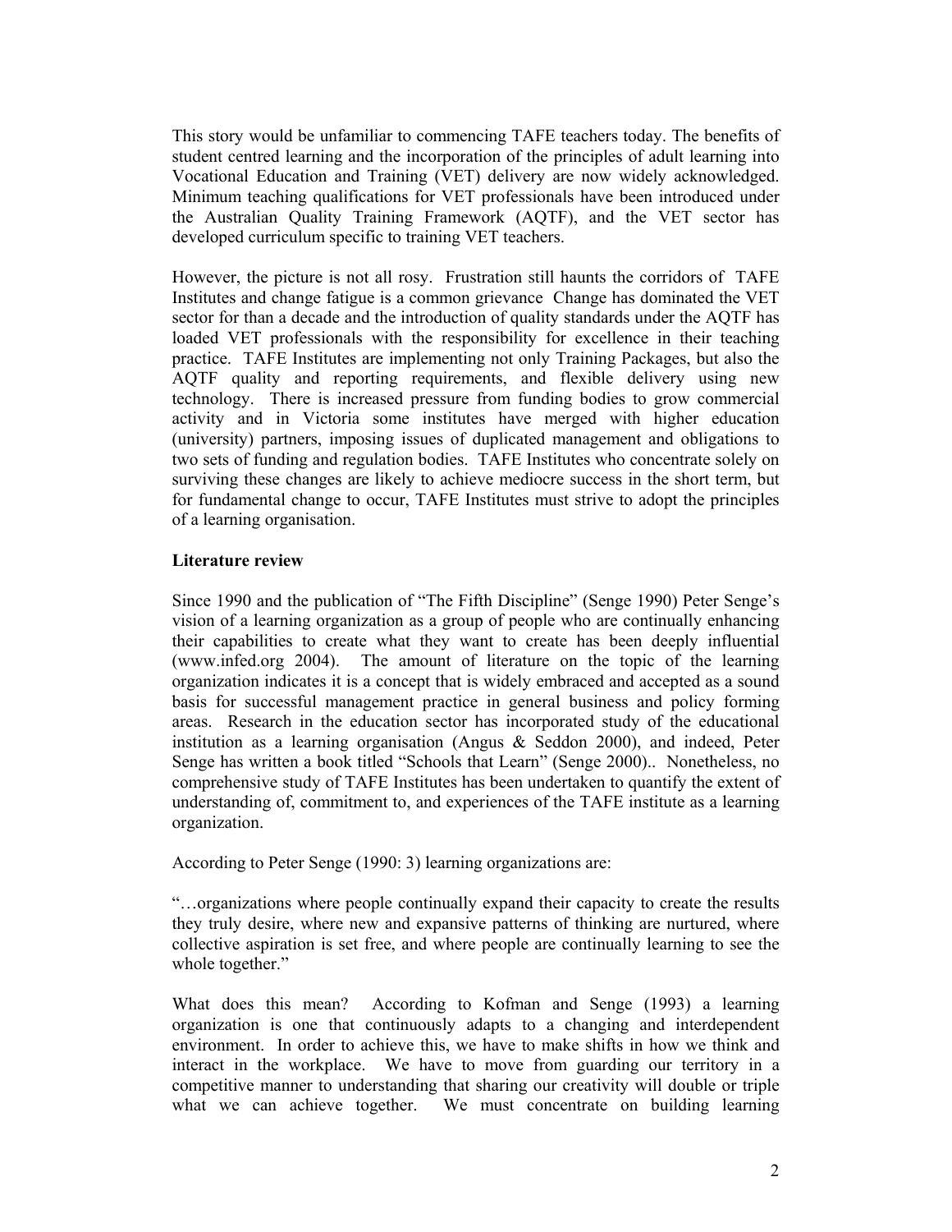This story would be unfamiliar to commencing TAFE teachers today. The benefits of student centred learning and the incorporation of the principles of adult learning into Vocational Education and Training (VET) delivery are now widely acknowledged. Minimum teaching qualifications for VET professionals have been introduced under the Australian Quality Training Framework (AQTF), and the VET sector has developed curriculum specific to training VET teachers.

However, the picture is not all rosy. Frustration still haunts the corridors of TAFE Institutes and change fatigue is a common grievance Change has dominated the VET sector for than a decade and the introduction of quality standards under the AQTF has loaded VET professionals with the responsibility for excellence in their teaching practice. TAFE Institutes are implementing not only Training Packages, but also the AQTF quality and reporting requirements, and flexible delivery using new technology. There is increased pressure from funding bodies to grow commercial activity and in Victoria some institutes have merged with higher education (university) partners, imposing issues of duplicated management and obligations to two sets of funding and regulation bodies. TAFE Institutes who concentrate solely on surviving these changes are likely to achieve mediocre success in the short term, but for fundamental change to occur, TAFE Institutes must strive to adopt the principles of a learning organisation.

**Literature review**

Since 1990 and the publication of "The Fifth Discipline" (Senge 1990) Peter Senge's vision of a learning organization as a group of people who are continually enhancing their capabilities to create what they want to create has been deeply influential (www.infed.org 2004). The amount of literature on the topic of the learning organization indicates it is a concept that is widely embraced and accepted as a sound basis for successful management practice in general business and policy forming areas. Research in the education sector has incorporated study of the educational institution as a learning organisation (Angus & Seddon 2000), and indeed, Peter Senge has written a book titled "Schools that Learn" (Senge 2000).. Nonetheless, no comprehensive study of TAFE Institutes has been undertaken to quantify the extent of understanding of, commitment to, and experiences of the TAFE institute as a learning organization.

According to Peter Senge (1990: 3) learning organizations are:

"…organizations where people continually expand their capacity to create the results they truly desire, where new and expansive patterns of thinking are nurtured, where collective aspiration is set free, and where people are continually learning to see the whole together."

What does this mean? According to Kofman and Senge (1993) a learning organization is one that continuously adapts to a changing and interdependent environment. In order to achieve this, we have to make shifts in how we think and interact in the workplace. We have to move from guarding our territory in a competitive manner to understanding that sharing our creativity will double or triple what we can achieve together. We must concentrate on building learning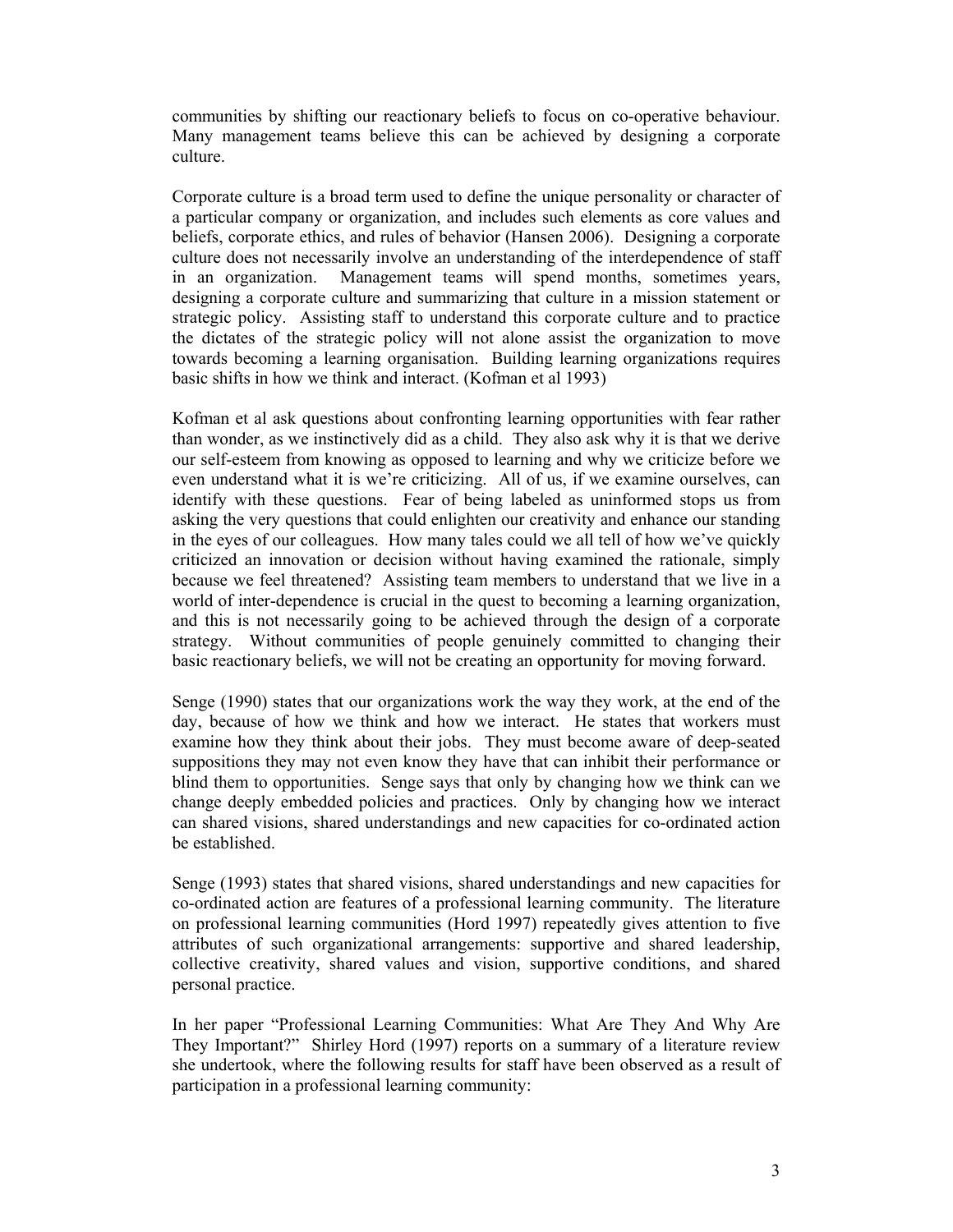communities by shifting our reactionary beliefs to focus on co-operative behaviour. Many management teams believe this can be achieved by designing a corporate culture.

Corporate culture is a broad term used to define the unique personality or character of a particular company or organization, and includes such elements as core values and beliefs, corporate ethics, and rules of behavior (Hansen 2006). Designing a corporate culture does not necessarily involve an understanding of the interdependence of staff in an organization. Management teams will spend months, sometimes years, designing a corporate culture and summarizing that culture in a mission statement or strategic policy. Assisting staff to understand this corporate culture and to practice the dictates of the strategic policy will not alone assist the organization to move towards becoming a learning organisation. Building learning organizations requires basic shifts in how we think and interact. (Kofman et al 1993)

Kofman et al ask questions about confronting learning opportunities with fear rather than wonder, as we instinctively did as a child. They also ask why it is that we derive our self-esteem from knowing as opposed to learning and why we criticize before we even understand what it is we're criticizing. All of us, if we examine ourselves, can identify with these questions. Fear of being labeled as uninformed stops us from asking the very questions that could enlighten our creativity and enhance our standing in the eyes of our colleagues. How many tales could we all tell of how we've quickly criticized an innovation or decision without having examined the rationale, simply because we feel threatened? Assisting team members to understand that we live in a world of inter-dependence is crucial in the quest to becoming a learning organization, and this is not necessarily going to be achieved through the design of a corporate strategy. Without communities of people genuinely committed to changing their basic reactionary beliefs, we will not be creating an opportunity for moving forward.

Senge (1990) states that our organizations work the way they work, at the end of the day, because of how we think and how we interact. He states that workers must examine how they think about their jobs. They must become aware of deep-seated suppositions they may not even know they have that can inhibit their performance or blind them to opportunities. Senge says that only by changing how we think can we change deeply embedded policies and practices. Only by changing how we interact can shared visions, shared understandings and new capacities for co-ordinated action be established.

Senge (1993) states that shared visions, shared understandings and new capacities for co-ordinated action are features of a professional learning community. The literature on professional learning communities (Hord 1997) repeatedly gives attention to five attributes of such organizational arrangements: supportive and shared leadership, collective creativity, shared values and vision, supportive conditions, and shared personal practice.

In her paper "Professional Learning Communities: What Are They And Why Are They Important?" Shirley Hord (1997) reports on a summary of a literature review she undertook, where the following results for staff have been observed as a result of participation in a professional learning community: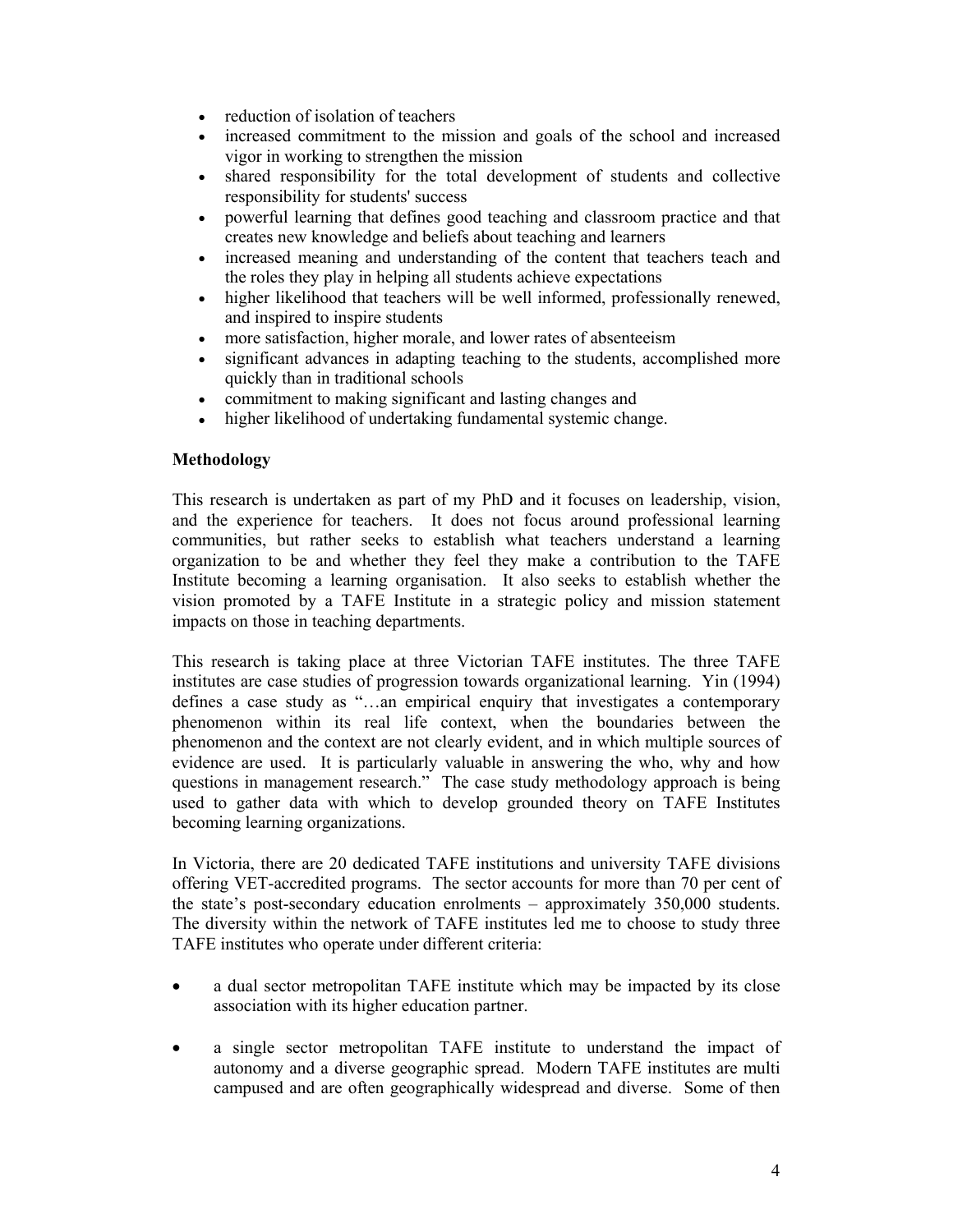- reduction of isolation of teachers
- increased commitment to the mission and goals of the school and increased vigor in working to strengthen the mission
- shared responsibility for the total development of students and collective responsibility for students' success
- powerful learning that defines good teaching and classroom practice and that creates new knowledge and beliefs about teaching and learners
- increased meaning and understanding of the content that teachers teach and the roles they play in helping all students achieve expectations
- higher likelihood that teachers will be well informed, professionally renewed, and inspired to inspire students
- more satisfaction, higher morale, and lower rates of absenteeism
- significant advances in adapting teaching to the students, accomplished more quickly than in traditional schools
- commitment to making significant and lasting changes and
- higher likelihood of undertaking fundamental systemic change.

**Methodology**

This research is undertaken as part of my PhD and it focuses on leadership, vision, and the experience for teachers. It does not focus around professional learning communities, but rather seeks to establish what teachers understand a learning organization to be and whether they feel they make a contribution to the TAFE Institute becoming a learning organisation. It also seeks to establish whether the vision promoted by a TAFE Institute in a strategic policy and mission statement impacts on those in teaching departments.

This research is taking place at three Victorian TAFE institutes. The three TAFE institutes are case studies of progression towards organizational learning. Yin (1994) defines a case study as "…an empirical enquiry that investigates a contemporary phenomenon within its real life context, when the boundaries between the phenomenon and the context are not clearly evident, and in which multiple sources of evidence are used. It is particularly valuable in answering the who, why and how questions in management research." The case study methodology approach is being used to gather data with which to develop grounded theory on TAFE Institutes becoming learning organizations.

In Victoria, there are 20 dedicated TAFE institutions and university TAFE divisions offering VET-accredited programs. The sector accounts for more than 70 per cent of the state's post-secondary education enrolments – approximately 350,000 students. The diversity within the network of TAFE institutes led me to choose to study three TAFE institutes who operate under different criteria:

- a dual sector metropolitan TAFE institute which may be impacted by its close association with its higher education partner.

- a single sector metropolitan TAFE institute to understand the impact of autonomy and a diverse geographic spread. Modern TAFE institutes are multi campused and are often geographically widespread and diverse. Some of then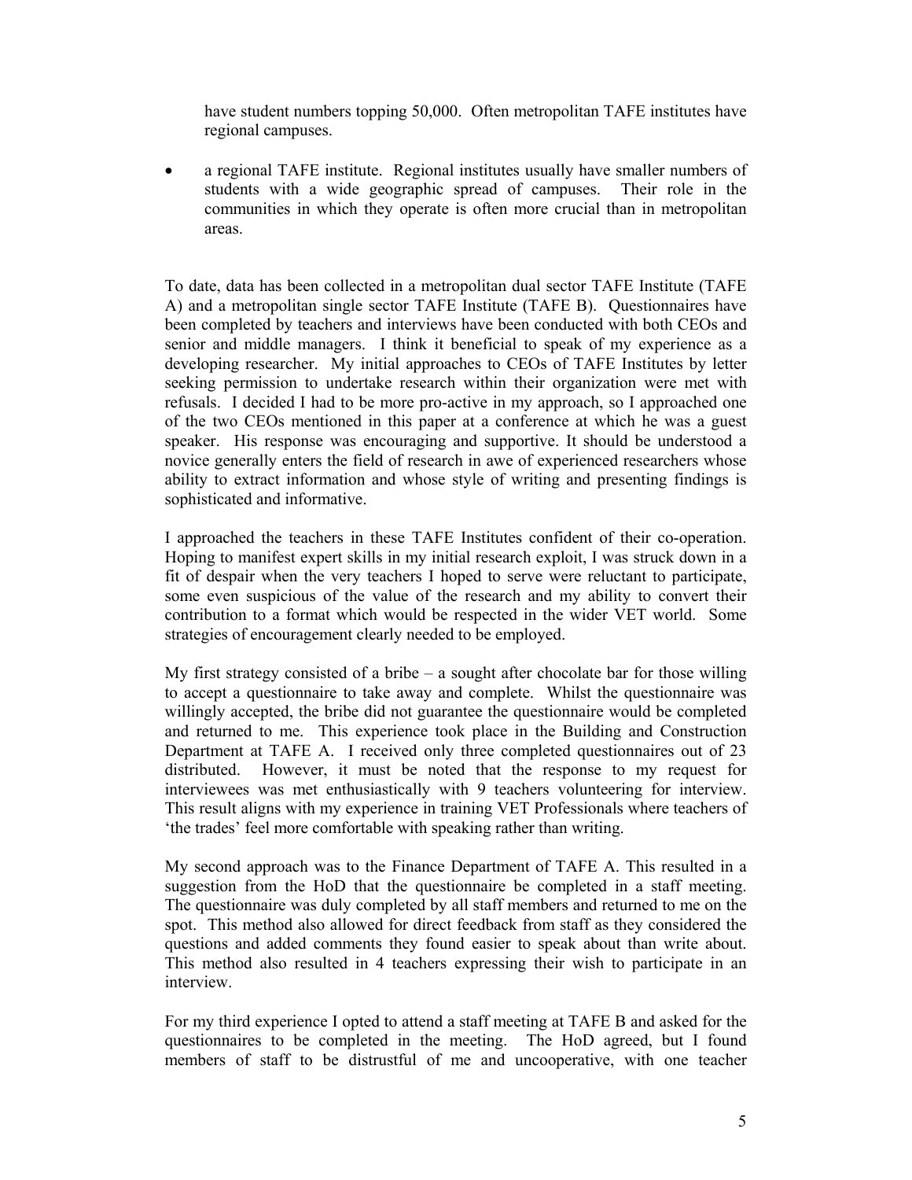have student numbers topping 50,000. Often metropolitan TAFE institutes have regional campuses.

- a regional TAFE institute. Regional institutes usually have smaller numbers of students with a wide geographic spread of campuses. Their role in the communities in which they operate is often more crucial than in metropolitan areas.

To date, data has been collected in a metropolitan dual sector TAFE Institute (TAFE A) and a metropolitan single sector TAFE Institute (TAFE B). Questionnaires have been completed by teachers and interviews have been conducted with both CEOs and senior and middle managers. I think it beneficial to speak of my experience as a developing researcher. My initial approaches to CEOs of TAFE Institutes by letter seeking permission to undertake research within their organization were met with refusals. I decided I had to be more pro-active in my approach, so I approached one of the two CEOs mentioned in this paper at a conference at which he was a guest speaker. His response was encouraging and supportive. It should be understood a novice generally enters the field of research in awe of experienced researchers whose ability to extract information and whose style of writing and presenting findings is sophisticated and informative.

I approached the teachers in these TAFE Institutes confident of their co-operation. Hoping to manifest expert skills in my initial research exploit, I was struck down in a fit of despair when the very teachers I hoped to serve were reluctant to participate, some even suspicious of the value of the research and my ability to convert their contribution to a format which would be respected in the wider VET world. Some strategies of encouragement clearly needed to be employed.

My first strategy consisted of a bribe – a sought after chocolate bar for those willing to accept a questionnaire to take away and complete. Whilst the questionnaire was willingly accepted, the bribe did not guarantee the questionnaire would be completed and returned to me. This experience took place in the Building and Construction Department at TAFE A. I received only three completed questionnaires out of 23 distributed. However, it must be noted that the response to my request for interviewees was met enthusiastically with 9 teachers volunteering for interview. This result aligns with my experience in training VET Professionals where teachers of 'the trades' feel more comfortable with speaking rather than writing.

My second approach was to the Finance Department of TAFE A. This resulted in a suggestion from the HoD that the questionnaire be completed in a staff meeting. The questionnaire was duly completed by all staff members and returned to me on the spot. This method also allowed for direct feedback from staff as they considered the questions and added comments they found easier to speak about than write about. This method also resulted in 4 teachers expressing their wish to participate in an interview.

For my third experience I opted to attend a staff meeting at TAFE B and asked for the questionnaires to be completed in the meeting. The HoD agreed, but I found members of staff to be distrustful of me and uncooperative, with one teacher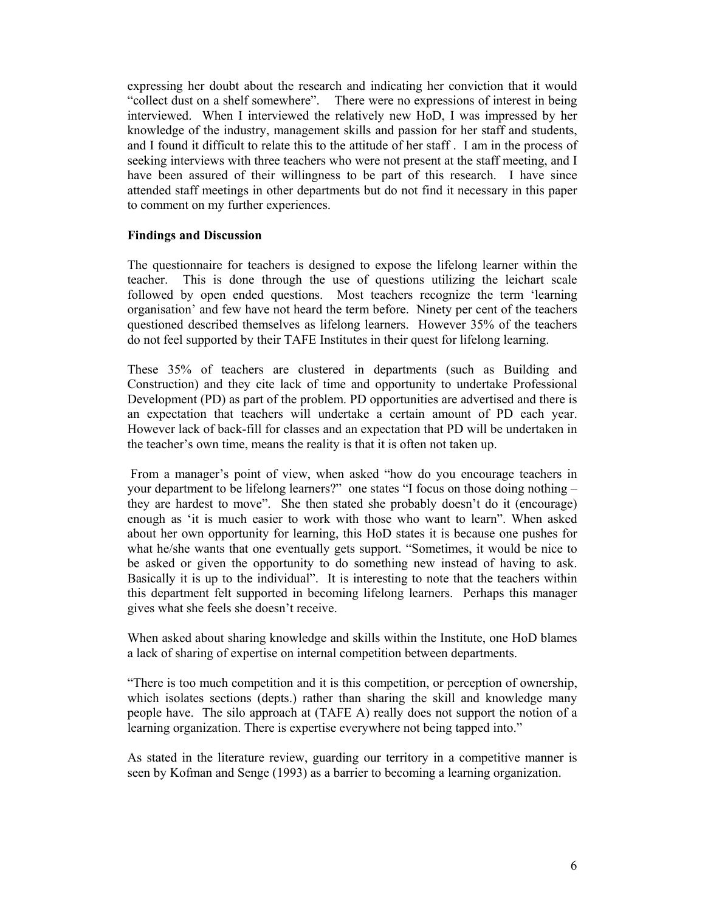expressing her doubt about the research and indicating her conviction that it would "collect dust on a shelf somewhere". There were no expressions of interest in being interviewed. When I interviewed the relatively new HoD, I was impressed by her knowledge of the industry, management skills and passion for her staff and students, and I found it difficult to relate this to the attitude of her staff . I am in the process of seeking interviews with three teachers who were not present at the staff meeting, and I have been assured of their willingness to be part of this research. I have since attended staff meetings in other departments but do not find it necessary in this paper to comment on my further experiences.

**Findings and Discussion**

The questionnaire for teachers is designed to expose the lifelong learner within the teacher. This is done through the use of questions utilizing the leichart scale followed by open ended questions. Most teachers recognize the term 'learning organisation' and few have not heard the term before. Ninety per cent of the teachers questioned described themselves as lifelong learners. However 35% of the teachers do not feel supported by their TAFE Institutes in their quest for lifelong learning.

These 35% of teachers are clustered in departments (such as Building and Construction) and they cite lack of time and opportunity to undertake Professional Development (PD) as part of the problem. PD opportunities are advertised and there is an expectation that teachers will undertake a certain amount of PD each year. However lack of back-fill for classes and an expectation that PD will be undertaken in the teacher's own time, means the reality is that it is often not taken up.

From a manager's point of view, when asked "how do you encourage teachers in your department to be lifelong learners?" one states "I focus on those doing nothing – they are hardest to move". She then stated she probably doesn't do it (encourage) enough as 'it is much easier to work with those who want to learn". When asked about her own opportunity for learning, this HoD states it is because one pushes for what he/she wants that one eventually gets support. "Sometimes, it would be nice to be asked or given the opportunity to do something new instead of having to ask. Basically it is up to the individual". It is interesting to note that the teachers within this department felt supported in becoming lifelong learners. Perhaps this manager gives what she feels she doesn't receive.

When asked about sharing knowledge and skills within the Institute, one HoD blames a lack of sharing of expertise on internal competition between departments.

"There is too much competition and it is this competition, or perception of ownership, which isolates sections (depts.) rather than sharing the skill and knowledge many people have. The silo approach at (TAFE A) really does not support the notion of a learning organization. There is expertise everywhere not being tapped into."

As stated in the literature review, guarding our territory in a competitive manner is seen by Kofman and Senge (1993) as a barrier to becoming a learning organization.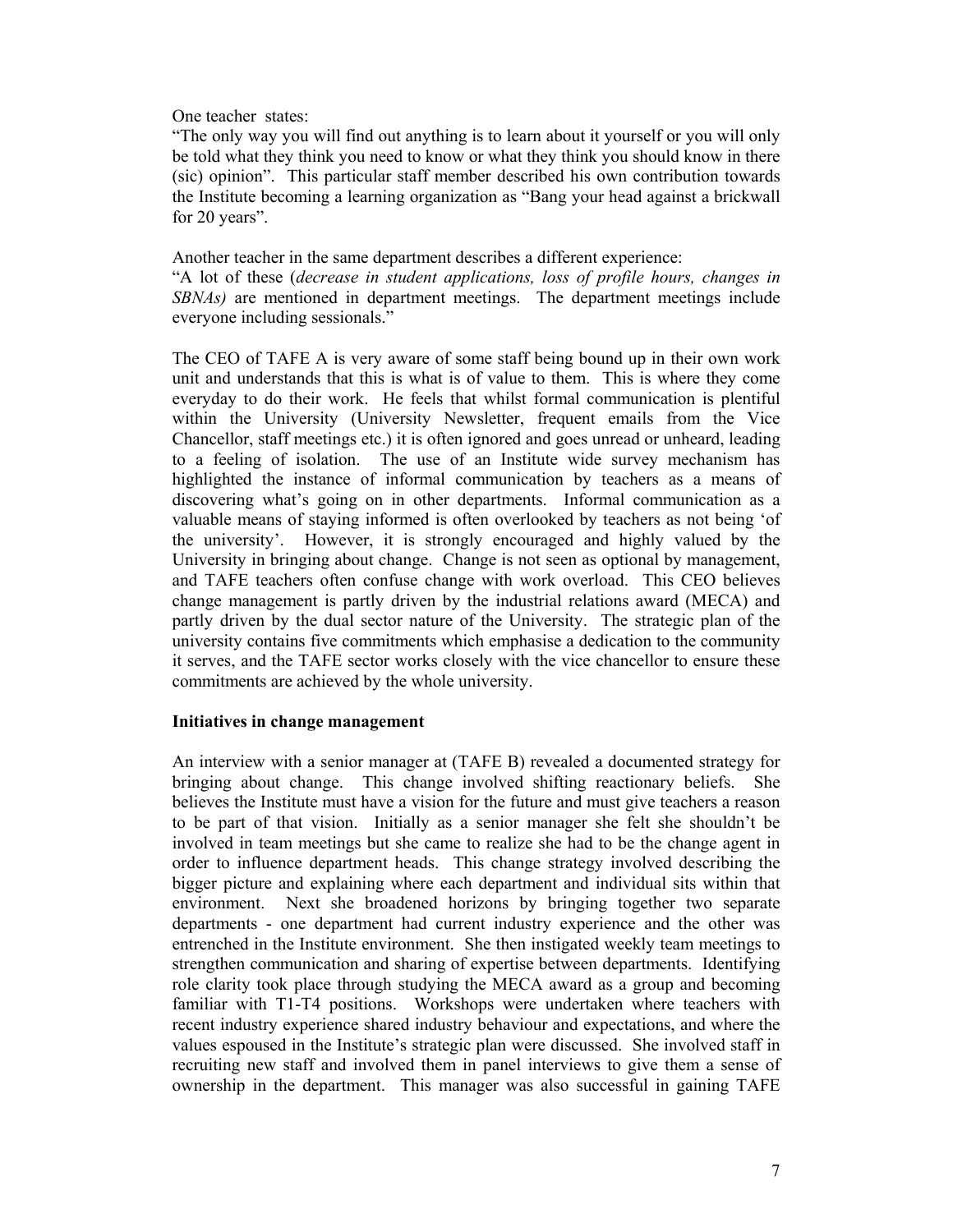One teacher states:

"The only way you will find out anything is to learn about it yourself or you will only be told what they think you need to know or what they think you should know in there (sic) opinion". This particular staff member described his own contribution towards the Institute becoming a learning organization as "Bang your head against a brickwall for 20 years".

Another teacher in the same department describes a different experience:

"A lot of these (*decrease in student applications, loss of profile hours, changes in SBNAs)* are mentioned in department meetings. The department meetings include everyone including sessionals."

The CEO of TAFE A is very aware of some staff being bound up in their own work unit and understands that this is what is of value to them. This is where they come everyday to do their work. He feels that whilst formal communication is plentiful within the University (University Newsletter, frequent emails from the Vice Chancellor, staff meetings etc.) it is often ignored and goes unread or unheard, leading to a feeling of isolation. The use of an Institute wide survey mechanism has highlighted the instance of informal communication by teachers as a means of discovering what's going on in other departments. Informal communication as a valuable means of staying informed is often overlooked by teachers as not being 'of the university'. However, it is strongly encouraged and highly valued by the University in bringing about change. Change is not seen as optional by management, and TAFE teachers often confuse change with work overload. This CEO believes change management is partly driven by the industrial relations award (MECA) and partly driven by the dual sector nature of the University. The strategic plan of the university contains five commitments which emphasise a dedication to the community it serves, and the TAFE sector works closely with the vice chancellor to ensure these commitments are achieved by the whole university.

**Initiatives in change management**

An interview with a senior manager at (TAFE B) revealed a documented strategy for bringing about change. This change involved shifting reactionary beliefs. She believes the Institute must have a vision for the future and must give teachers a reason to be part of that vision. Initially as a senior manager she felt she shouldn't be involved in team meetings but she came to realize she had to be the change agent in order to influence department heads. This change strategy involved describing the bigger picture and explaining where each department and individual sits within that environment. Next she broadened horizons by bringing together two separate departments - one department had current industry experience and the other was entrenched in the Institute environment. She then instigated weekly team meetings to strengthen communication and sharing of expertise between departments. Identifying role clarity took place through studying the MECA award as a group and becoming familiar with T1-T4 positions. Workshops were undertaken where teachers with recent industry experience shared industry behaviour and expectations, and where the values espoused in the Institute's strategic plan were discussed. She involved staff in recruiting new staff and involved them in panel interviews to give them a sense of ownership in the department. This manager was also successful in gaining TAFE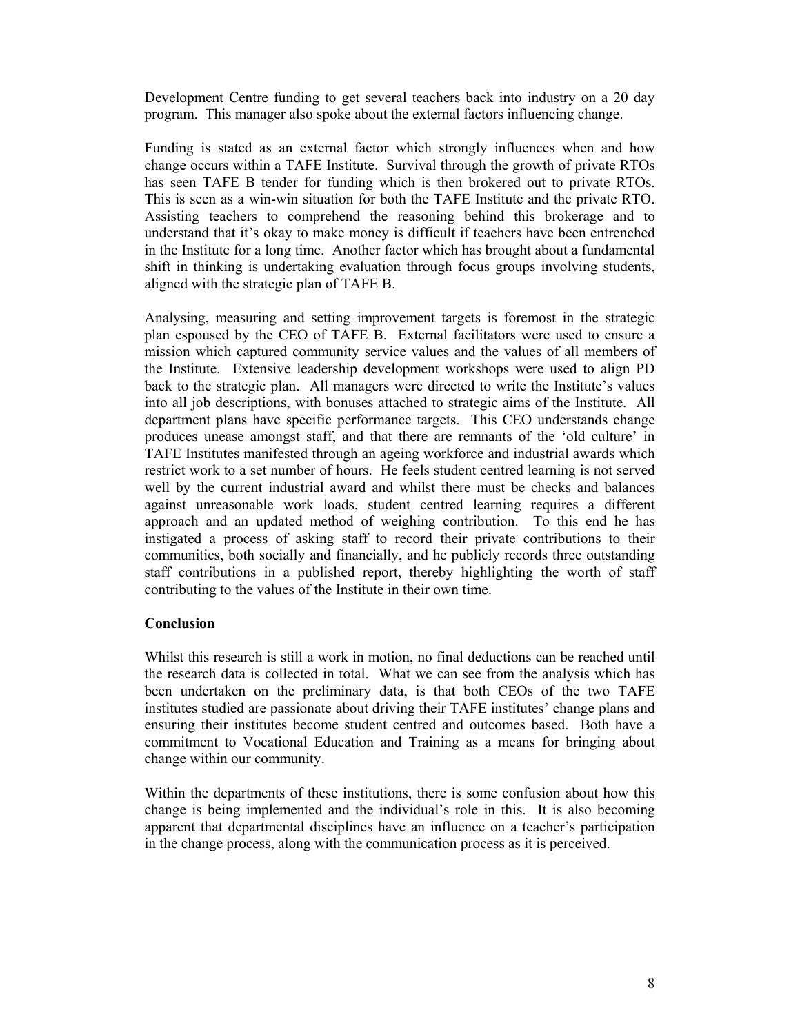Development Centre funding to get several teachers back into industry on a 20 day program. This manager also spoke about the external factors influencing change.

Funding is stated as an external factor which strongly influences when and how change occurs within a TAFE Institute. Survival through the growth of private RTOs has seen TAFE B tender for funding which is then brokered out to private RTOs. This is seen as a win-win situation for both the TAFE Institute and the private RTO. Assisting teachers to comprehend the reasoning behind this brokerage and to understand that it's okay to make money is difficult if teachers have been entrenched in the Institute for a long time. Another factor which has brought about a fundamental shift in thinking is undertaking evaluation through focus groups involving students, aligned with the strategic plan of TAFE B.

Analysing, measuring and setting improvement targets is foremost in the strategic plan espoused by the CEO of TAFE B. External facilitators were used to ensure a mission which captured community service values and the values of all members of the Institute. Extensive leadership development workshops were used to align PD back to the strategic plan. All managers were directed to write the Institute's values into all job descriptions, with bonuses attached to strategic aims of the Institute. All department plans have specific performance targets. This CEO understands change produces unease amongst staff, and that there are remnants of the 'old culture' in TAFE Institutes manifested through an ageing workforce and industrial awards which restrict work to a set number of hours. He feels student centred learning is not served well by the current industrial award and whilst there must be checks and balances against unreasonable work loads, student centred learning requires a different approach and an updated method of weighing contribution. To this end he has instigated a process of asking staff to record their private contributions to their communities, both socially and financially, and he publicly records three outstanding staff contributions in a published report, thereby highlighting the worth of staff contributing to the values of the Institute in their own time.

**Conclusion**

Whilst this research is still a work in motion, no final deductions can be reached until the research data is collected in total. What we can see from the analysis which has been undertaken on the preliminary data, is that both CEOs of the two TAFE institutes studied are passionate about driving their TAFE institutes' change plans and ensuring their institutes become student centred and outcomes based. Both have a commitment to Vocational Education and Training as a means for bringing about change within our community.

Within the departments of these institutions, there is some confusion about how this change is being implemented and the individual's role in this. It is also becoming apparent that departmental disciplines have an influence on a teacher's participation in the change process, along with the communication process as it is perceived.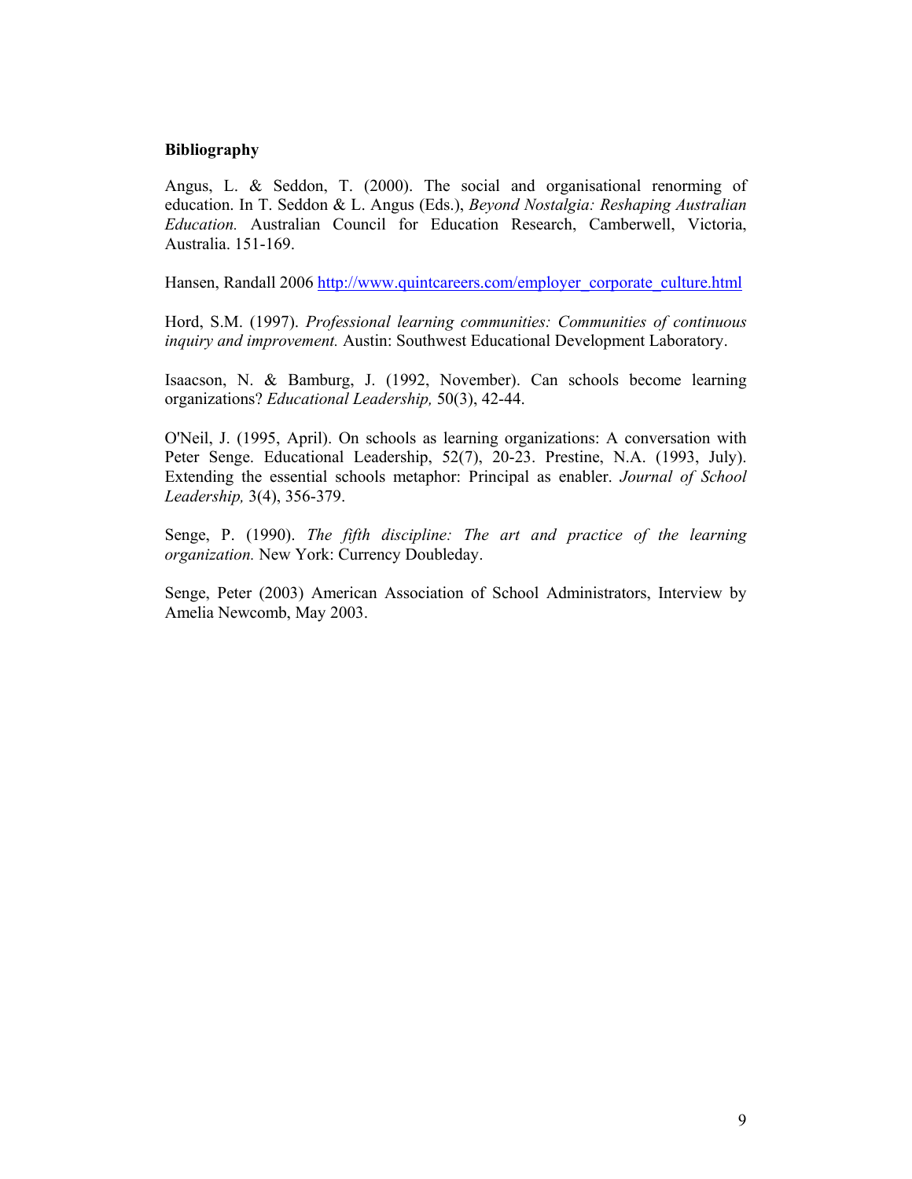**Bibliography**

Angus, L. & Seddon, T. (2000). The social and organisational renorming of education. In T. Seddon & L. Angus (Eds.), *Beyond Nostalgia: Reshaping Australian Education.* Australian Council for Education Research, Camberwell, Victoria, Australia. 151-169.

Hansen, Randall 2006 http://www.quintcareers.com/employer_corporate_culture.html

Hord, S.M. (1997). *Professional learning communities: Communities of continuous inquiry and improvement.* Austin: Southwest Educational Development Laboratory.

Isaacson, N. & Bamburg, J. (1992, November). Can schools become learning organizations? *Educational Leadership,* 50(3), 42-44.

O'Neil, J. (1995, April). On schools as learning organizations: A conversation with Peter Senge. Educational Leadership, 52(7), 20-23. Prestine, N.A. (1993, July). Extending the essential schools metaphor: Principal as enabler. *Journal of School Leadership,* 3(4), 356-379.

Senge, P. (1990). *The fifth discipline: The art and practice of the learning organization.* New York: Currency Doubleday.

Senge, Peter (2003) American Association of School Administrators, Interview by Amelia Newcomb, May 2003.